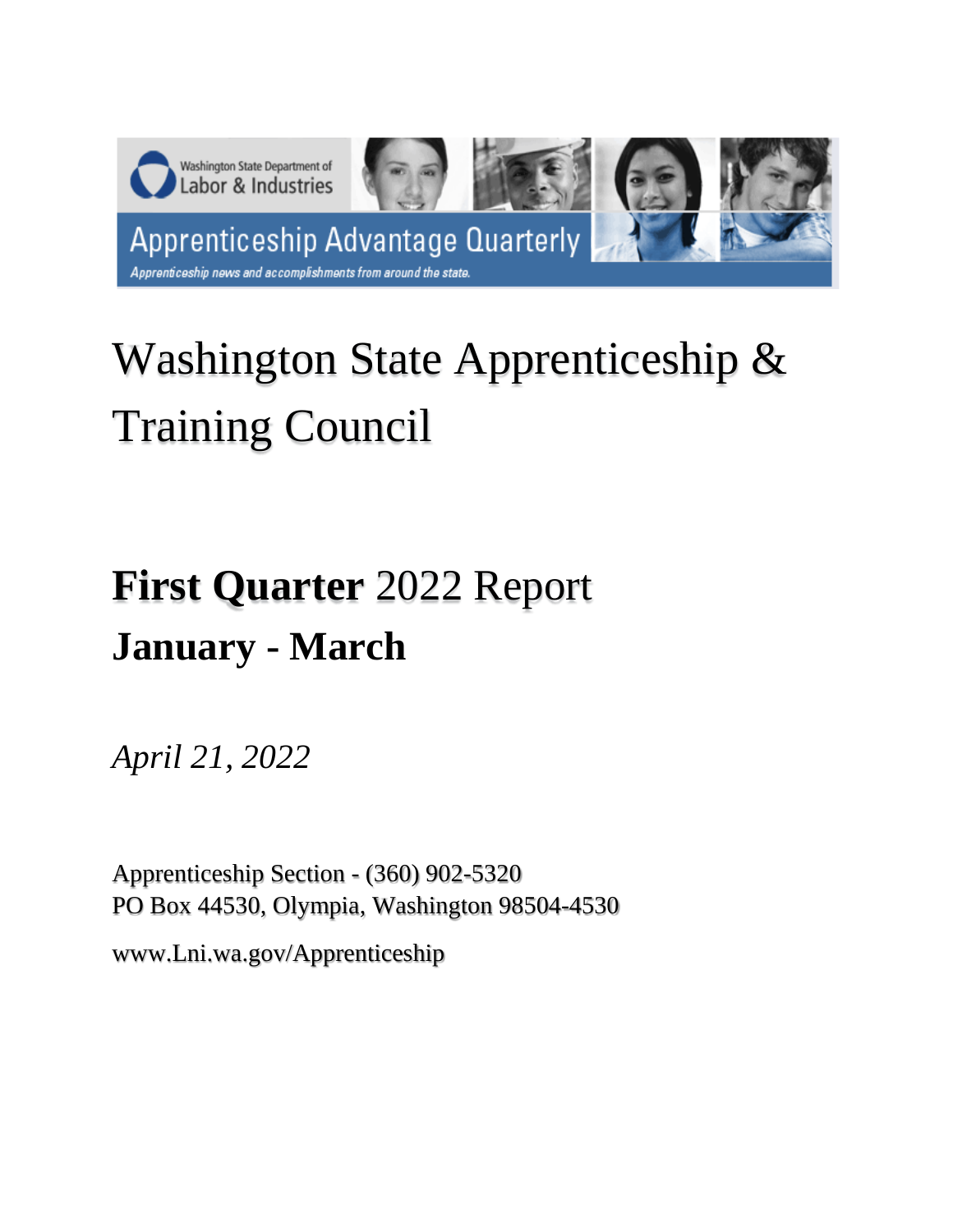Washington State Department of Labor & Industries

Apprenticeship Advantage Quarterly

*Apprenticeship news and accomplishments from around the state.*

# Washington State Apprenticeship & Training Council

# **First Quarter** 2022 Report

## **January - March**

*April 21, 2022*

Apprenticeship Section - (360) 902-5320
PO Box 44530, Olympia, Washington 98504-4530

www.Lni.wa.gov/Apprenticeship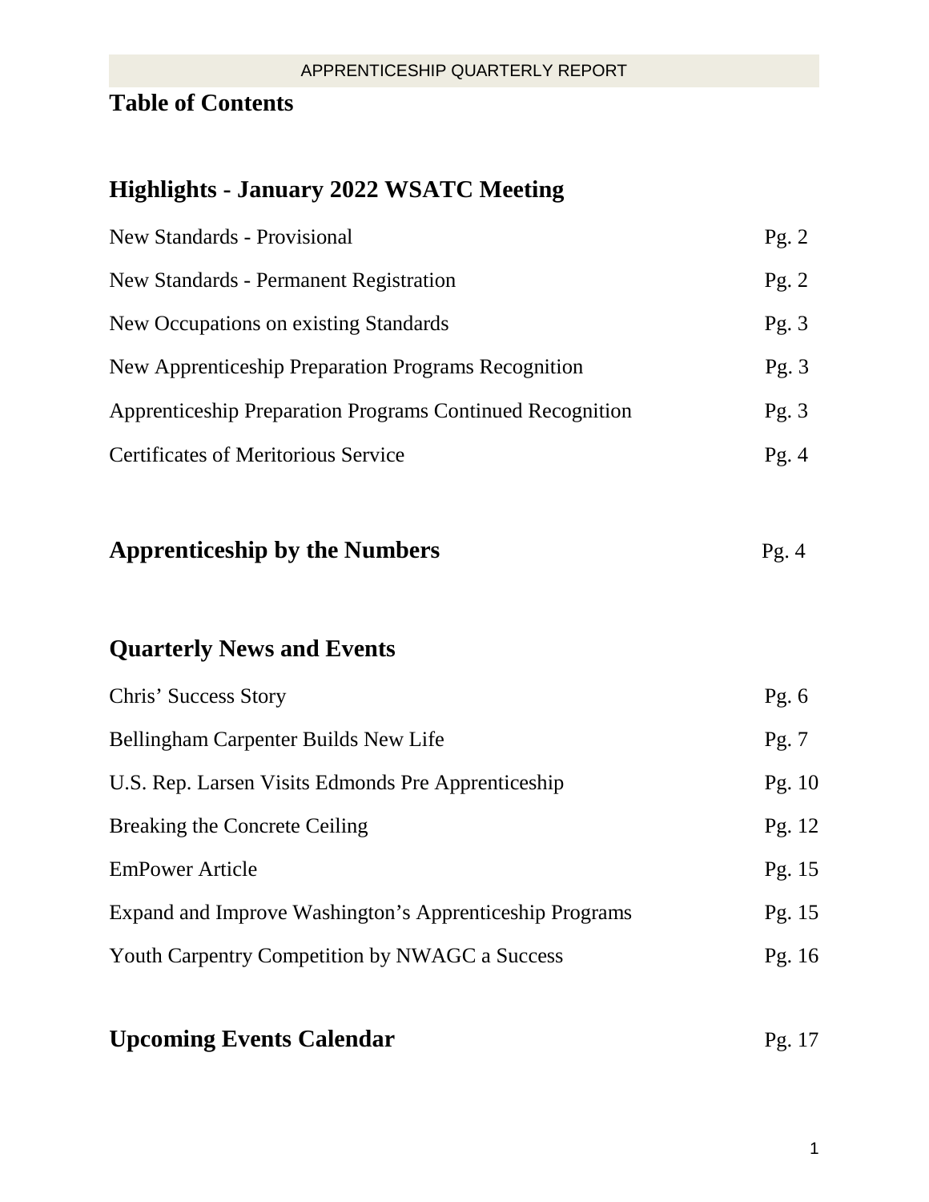# Table of Contents

## Highlights - January 2022 WSATC Meeting

| | |
|---|---|
| New Standards - Provisional | Pg. 2 |
| New Standards - Permanent Registration | Pg. 2 |
| New Occupations on existing Standards | Pg. 3 |
| New Apprenticeship Preparation Programs Recognition | Pg. 3 |
| Apprenticeship Preparation Programs Continued Recognition | Pg. 3 |
| Certificates of Meritorious Service | Pg. 4 |

## Apprenticeship by the Numbers Pg. 4

## Quarterly News and Events

| | |
|---|---|
| Chris' Success Story | Pg. 6 |
| Bellingham Carpenter Builds New Life | Pg. 7 |
| U.S. Rep. Larsen Visits Edmonds Pre Apprenticeship | Pg. 10 |
| Breaking the Concrete Ceiling | Pg. 12 |
| EmPower Article | Pg. 15 |
| Expand and Improve Washington's Apprenticeship Programs | Pg. 15 |
| Youth Carpentry Competition by NWAGC a Success | Pg. 16 |

## Upcoming Events Calendar Pg. 17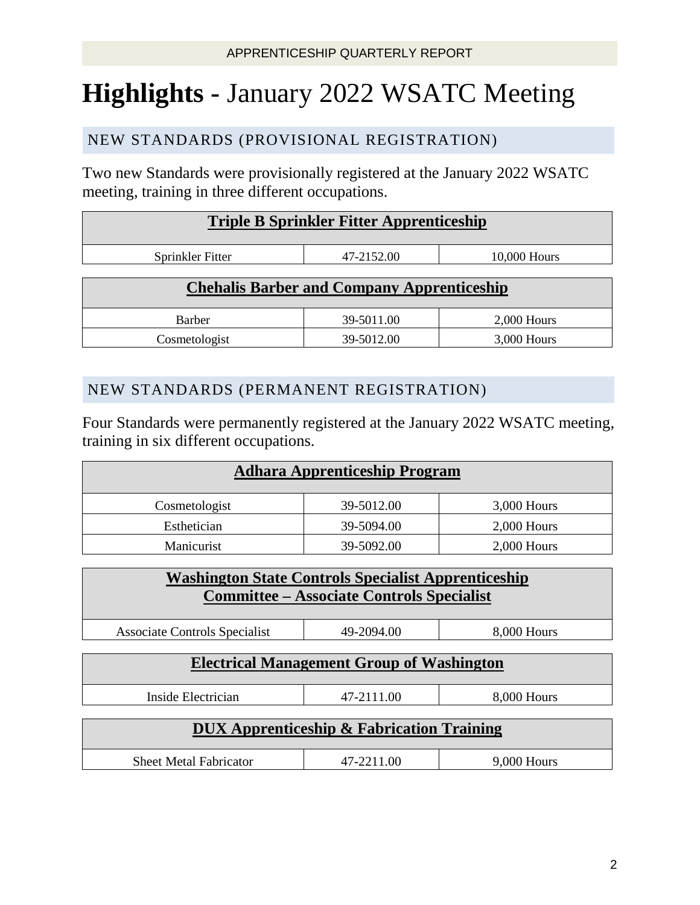# **Highlights** - January 2022 WSATC Meeting

## NEW STANDARDS (PROVISIONAL REGISTRATION)

Two new Standards were provisionally registered at the January 2022 WSATC meeting, training in three different occupations.

| **Triple B Sprinkler Fitter Apprenticeship** | | |
|---|---|---|
| Sprinkler Fitter | 47-2152.00 | 10,000 Hours |

| **Chehalis Barber and Company Apprenticeship** | | |
|---|---|---|
| Barber | 39-5011.00 | 2,000 Hours |
| Cosmetologist | 39-5012.00 | 3,000 Hours |

## NEW STANDARDS (PERMANENT REGISTRATION)

Four Standards were permanently registered at the January 2022 WSATC meeting, training in six different occupations.

| **Adhara Apprenticeship Program** | | |
|---|---|---|
| Cosmetologist | 39-5012.00 | 3,000 Hours |
| Esthetician | 39-5094.00 | 2,000 Hours |
| Manicurist | 39-5092.00 | 2,000 Hours |

| **Washington State Controls Specialist Apprenticeship Committee – Associate Controls Specialist** | | |
|---|---|---|
| Associate Controls Specialist | 49-2094.00 | 8,000 Hours |

| **Electrical Management Group of Washington** | | |
|---|---|---|
| Inside Electrician | 47-2111.00 | 8,000 Hours |

| **DUX Apprenticeship & Fabrication Training** | | |
|---|---|---|
| Sheet Metal Fabricator | 47-2211.00 | 9,000 Hours |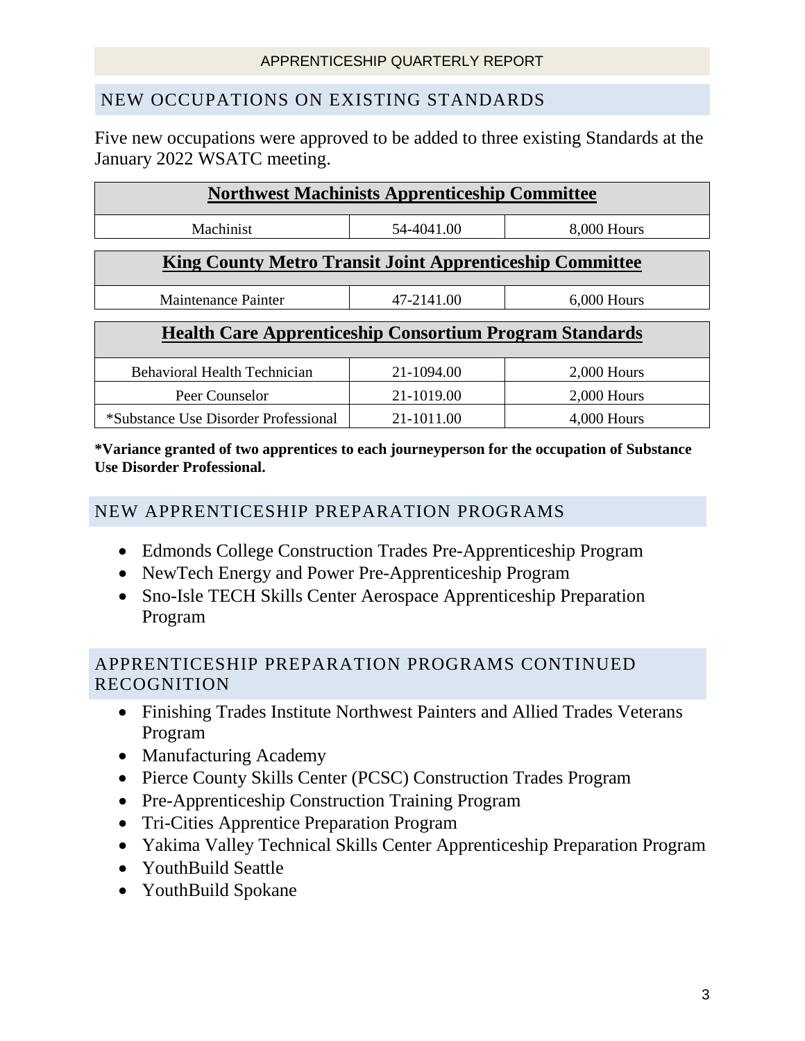## NEW OCCUPATIONS ON EXISTING STANDARDS

Five new occupations were approved to be added to three existing Standards at the January 2022 WSATC meeting.

| **Northwest Machinists Apprenticeship Committee** | | |
|---|---|---|
| Machinist | 54-4041.00 | 8,000 Hours |

| **King County Metro Transit Joint Apprenticeship Committee** | | |
|---|---|---|
| Maintenance Painter | 47-2141.00 | 6,000 Hours |

| **Health Care Apprenticeship Consortium Program Standards** | | |
|---|---|---|
| Behavioral Health Technician | 21-1094.00 | 2,000 Hours |
| Peer Counselor | 21-1019.00 | 2,000 Hours |
| *Substance Use Disorder Professional | 21-1011.00 | 4,000 Hours |

***Variance granted of two apprentices to each journeyperson for the occupation of Substance Use Disorder Professional.**

## NEW APPRENTICESHIP PREPARATION PROGRAMS

- Edmonds College Construction Trades Pre-Apprenticeship Program
- NewTech Energy and Power Pre-Apprenticeship Program
- Sno-Isle TECH Skills Center Aerospace Apprenticeship Preparation Program

## APPRENTICESHIP PREPARATION PROGRAMS CONTINUED RECOGNITION

- Finishing Trades Institute Northwest Painters and Allied Trades Veterans Program
- Manufacturing Academy
- Pierce County Skills Center (PCSC) Construction Trades Program
- Pre-Apprenticeship Construction Training Program
- Tri-Cities Apprentice Preparation Program
- Yakima Valley Technical Skills Center Apprenticeship Preparation Program
- YouthBuild Seattle
- YouthBuild Spokane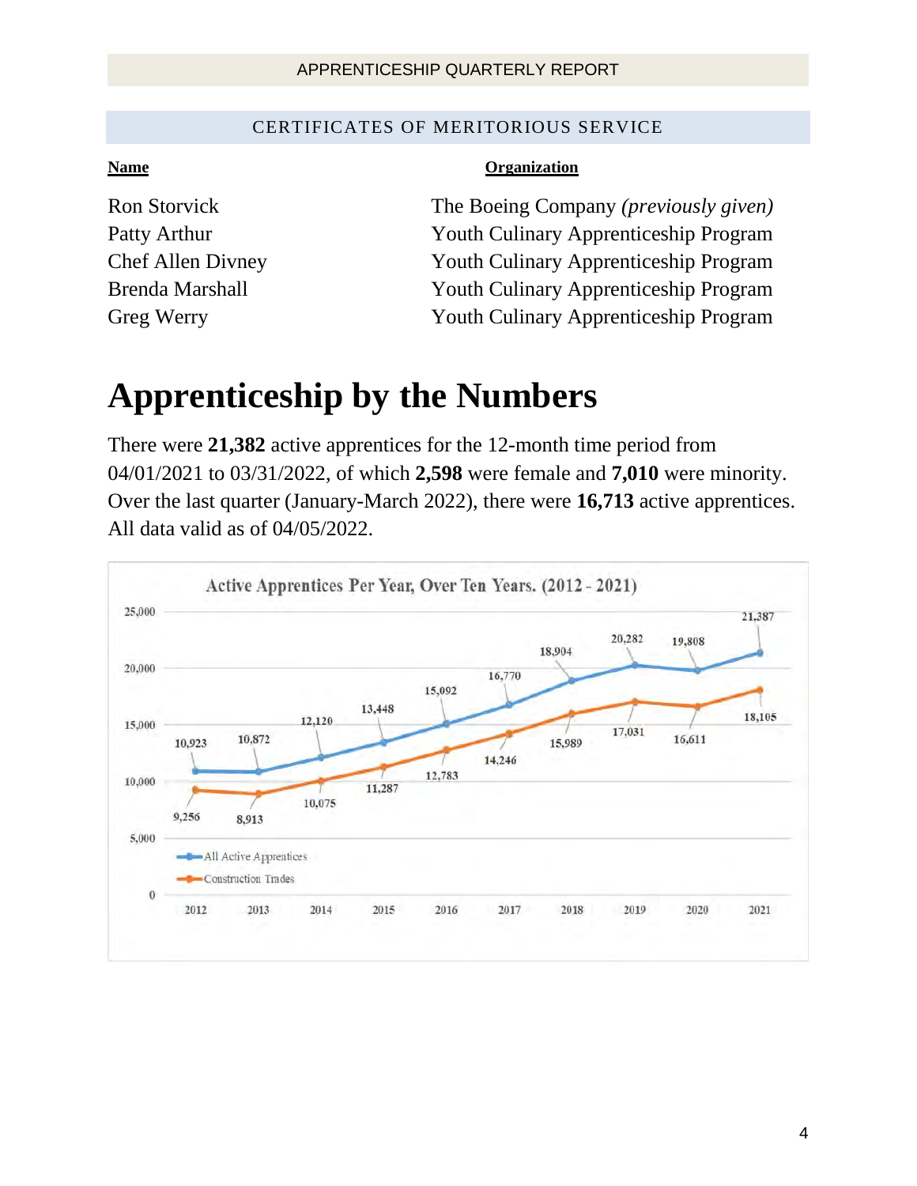## CERTIFICATES OF MERITORIOUS SERVICE

| **Name** | **Organization** |
|---|---|
| Ron Storvick | The Boeing Company *(previously given)* |
| Patty Arthur | Youth Culinary Apprenticeship Program |
| Chef Allen Divney | Youth Culinary Apprenticeship Program |
| Brenda Marshall | Youth Culinary Apprenticeship Program |
| Greg Werry | Youth Culinary Apprenticeship Program |

# Apprenticeship by the Numbers

There were **21,382** active apprentices for the 12-month time period from 04/01/2021 to 03/31/2022, of which **2,598** were female and **7,010** were minority. Over the last quarter (January-March 2022), there were **16,713** active apprentices. All data valid as of 04/05/2022.

Active Apprentices Per Year, Over Ten Years. (2012 - 2021)

| Year | All Active Apprentices | Construction Trades |
|---|---|---|
| 2012 | 10,923 | 9,256 |
| 2013 | 10,872 | 8,913 |
| 2014 | 12,120 | 10,075 |
| 2015 | 13,448 | 11,287 |
| 2016 | 15,092 | 12,783 |
| 2017 | 16,770 | 14,246 |
| 2018 | 18,904 | 15,989 |
| 2019 | 20,282 | 17,031 |
| 2020 | 19,808 | 16,611 |
| 2021 | 21,387 | 18,105 |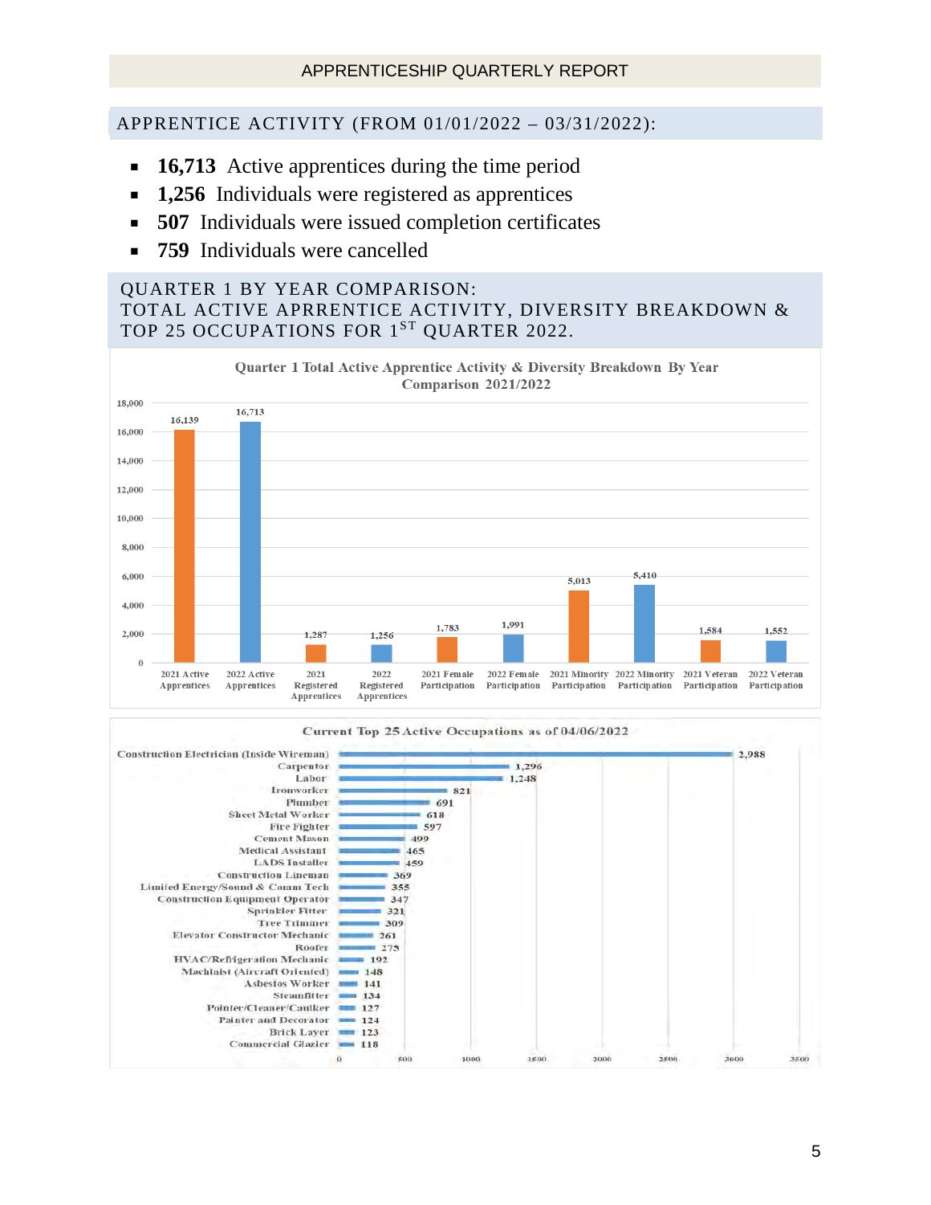APPRENTICESHIP QUARTERLY REPORT

## APPRENTICE ACTIVITY (FROM 01/01/2022 – 03/31/2022):

- **16,713** Active apprentices during the time period
- **1,256** Individuals were registered as apprentices
- **507** Individuals were issued completion certificates
- **759** Individuals were cancelled

## QUARTER 1 BY YEAR COMPARISON: TOTAL ACTIVE APRRENTICE ACTIVITY, DIVERSITY BREAKDOWN & TOP 25 OCCUPATIONS FOR 1ST QUARTER 2022.

**Quarter 1 Total Active Apprentice Activity & Diversity Breakdown By Year Comparison 2021/2022**

| Category | Count |
|---|---|
| 2021 Active Apprentices | 16,139 |
| 2022 Active Apprentices | 16,713 |
| 2021 Registered Apprentices | 1,287 |
| 2022 Registered Apprentices | 1,256 |
| 2021 Female Participation | 1,783 |
| 2022 Female Participation | 1,991 |
| 2021 Minority Participation | 5,013 |
| 2022 Minority Participation | 5,410 |
| 2021 Veteran Participation | 1,584 |
| 2022 Veteran Participation | 1,552 |

**Current Top 25 Active Occupations as of 04/06/2022**

| Occupation | Active |
|---|---|
| Construction Electrician (Inside Wireman) | 2,988 |
| Carpenter | 1,296 |
| Labor | 1,248 |
| Ironworker | 821 |
| Plumber | 691 |
| Sheet Metal Worker | 618 |
| Fire Fighter | 597 |
| Cement Mason | 499 |
| Medical Assistant | 465 |
| LADS Installer | 459 |
| Construction Lineman | 369 |
| Limited Energy/Sound & Comm Tech | 355 |
| Construction Equipment Operator | 347 |
| Sprinkler Fitter | 321 |
| Tree Trimmer | 309 |
| Elevator Constructor Mechanic | 261 |
| Roofer | 275 |
| HVAC/Refrigeration Mechanic | 192 |
| Machinist (Aircraft Oriented) | 148 |
| Asbestos Worker | 141 |
| Steamfitter | 134 |
| Pointer/Cleaner/Caulker | 127 |
| Painter and Decorator | 124 |
| Brick Layer | 123 |
| Commercial Glazier | 118 |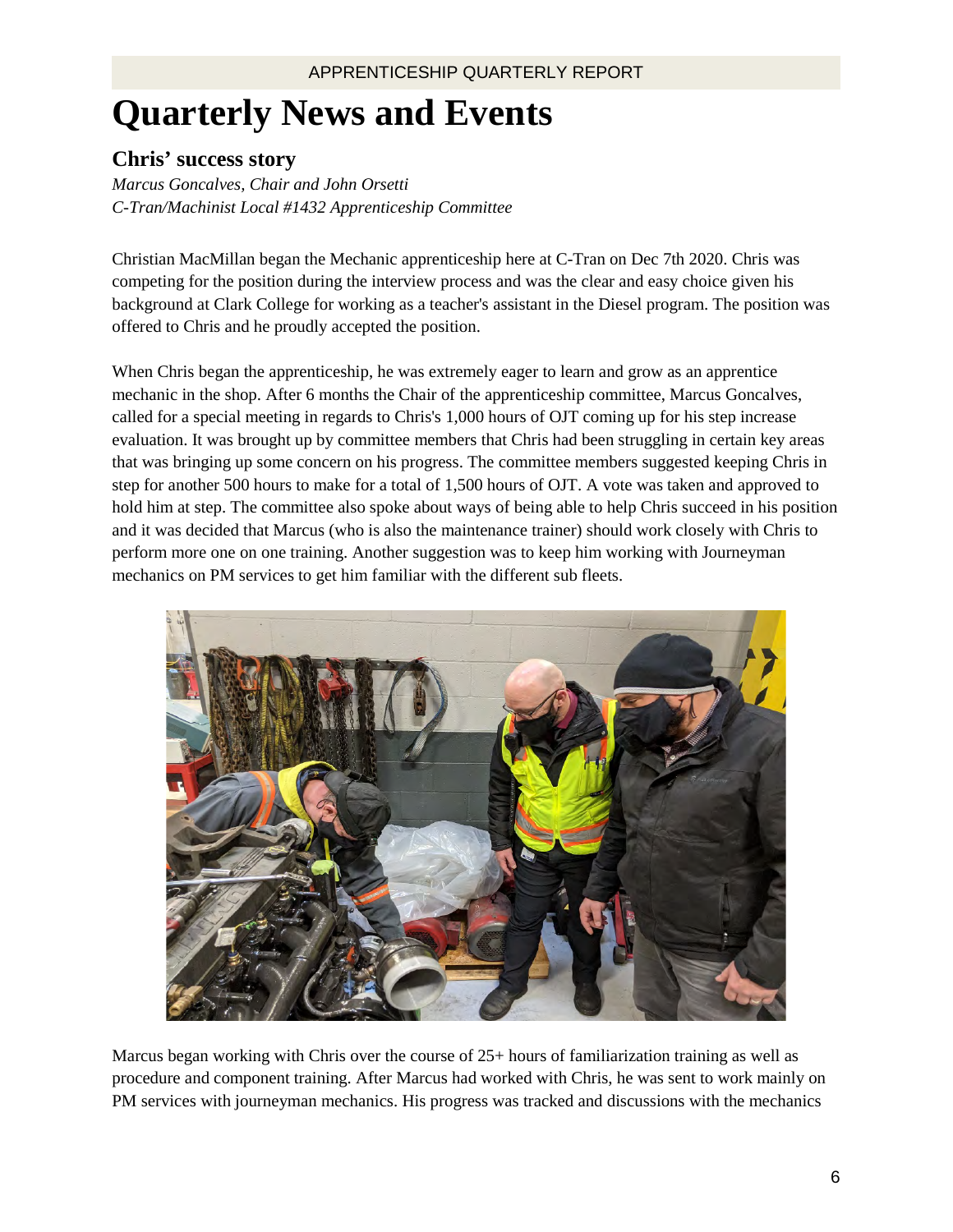# Quarterly News and Events

## Chris' success story

*Marcus Goncalves, Chair and John Orsetti*
*C-Tran/Machinist Local #1432 Apprenticeship Committee*

Christian MacMillan began the Mechanic apprenticeship here at C-Tran on Dec 7th 2020. Chris was competing for the position during the interview process and was the clear and easy choice given his background at Clark College for working as a teacher's assistant in the Diesel program. The position was offered to Chris and he proudly accepted the position.

When Chris began the apprenticeship, he was extremely eager to learn and grow as an apprentice mechanic in the shop. After 6 months the Chair of the apprenticeship committee, Marcus Goncalves, called for a special meeting in regards to Chris's 1,000 hours of OJT coming up for his step increase evaluation. It was brought up by committee members that Chris had been struggling in certain key areas that was bringing up some concern on his progress. The committee members suggested keeping Chris in step for another 500 hours to make for a total of 1,500 hours of OJT. A vote was taken and approved to hold him at step. The committee also spoke about ways of being able to help Chris succeed in his position and it was decided that Marcus (who is also the maintenance trainer) should work closely with Chris to perform more one on one training. Another suggestion was to keep him working with Journeyman mechanics on PM services to get him familiar with the different sub fleets.

Marcus began working with Chris over the course of 25+ hours of familiarization training as well as procedure and component training. After Marcus had worked with Chris, he was sent to work mainly on PM services with journeyman mechanics. His progress was tracked and discussions with the mechanics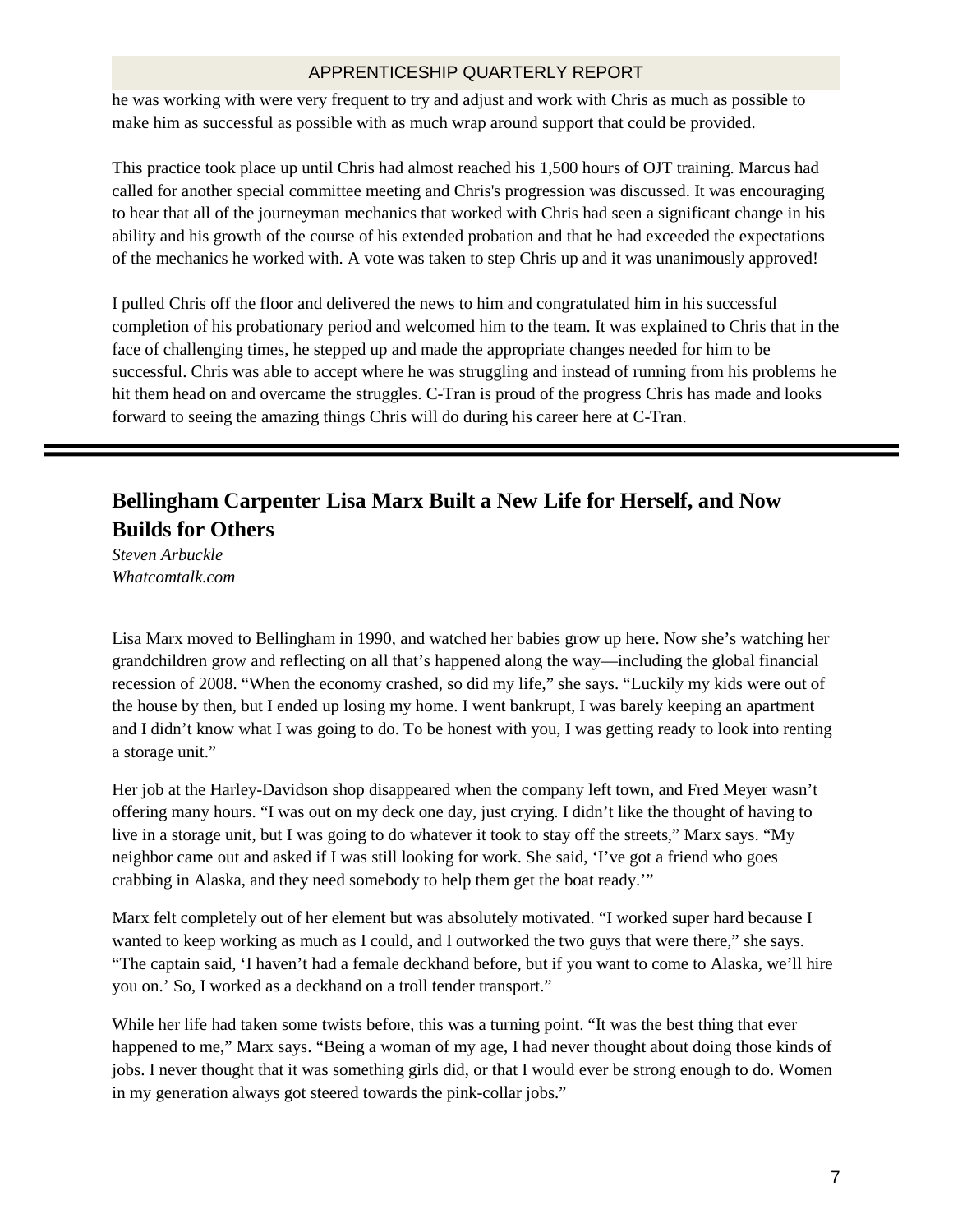he was working with were very frequent to try and adjust and work with Chris as much as possible to make him as successful as possible with as much wrap around support that could be provided.

This practice took place up until Chris had almost reached his 1,500 hours of OJT training. Marcus had called for another special committee meeting and Chris's progression was discussed. It was encouraging to hear that all of the journeyman mechanics that worked with Chris had seen a significant change in his ability and his growth of the course of his extended probation and that he had exceeded the expectations of the mechanics he worked with. A vote was taken to step Chris up and it was unanimously approved!

I pulled Chris off the floor and delivered the news to him and congratulated him in his successful completion of his probationary period and welcomed him to the team. It was explained to Chris that in the face of challenging times, he stepped up and made the appropriate changes needed for him to be successful. Chris was able to accept where he was struggling and instead of running from his problems he hit them head on and overcame the struggles. C-Tran is proud of the progress Chris has made and looks forward to seeing the amazing things Chris will do during his career here at C-Tran.

---

## Bellingham Carpenter Lisa Marx Built a New Life for Herself, and Now Builds for Others

*Steven Arbuckle*
*Whatcomtalk.com*

Lisa Marx moved to Bellingham in 1990, and watched her babies grow up here. Now she's watching her grandchildren grow and reflecting on all that's happened along the way—including the global financial recession of 2008. "When the economy crashed, so did my life," she says. "Luckily my kids were out of the house by then, but I ended up losing my home. I went bankrupt, I was barely keeping an apartment and I didn't know what I was going to do. To be honest with you, I was getting ready to look into renting a storage unit."

Her job at the Harley-Davidson shop disappeared when the company left town, and Fred Meyer wasn't offering many hours. "I was out on my deck one day, just crying. I didn't like the thought of having to live in a storage unit, but I was going to do whatever it took to stay off the streets," Marx says. "My neighbor came out and asked if I was still looking for work. She said, 'I've got a friend who goes crabbing in Alaska, and they need somebody to help them get the boat ready.'"

Marx felt completely out of her element but was absolutely motivated. "I worked super hard because I wanted to keep working as much as I could, and I outworked the two guys that were there," she says. "The captain said, 'I haven't had a female deckhand before, but if you want to come to Alaska, we'll hire you on.' So, I worked as a deckhand on a troll tender transport."

While her life had taken some twists before, this was a turning point. "It was the best thing that ever happened to me," Marx says. "Being a woman of my age, I had never thought about doing those kinds of jobs. I never thought that it was something girls did, or that I would ever be strong enough to do. Women in my generation always got steered towards the pink-collar jobs."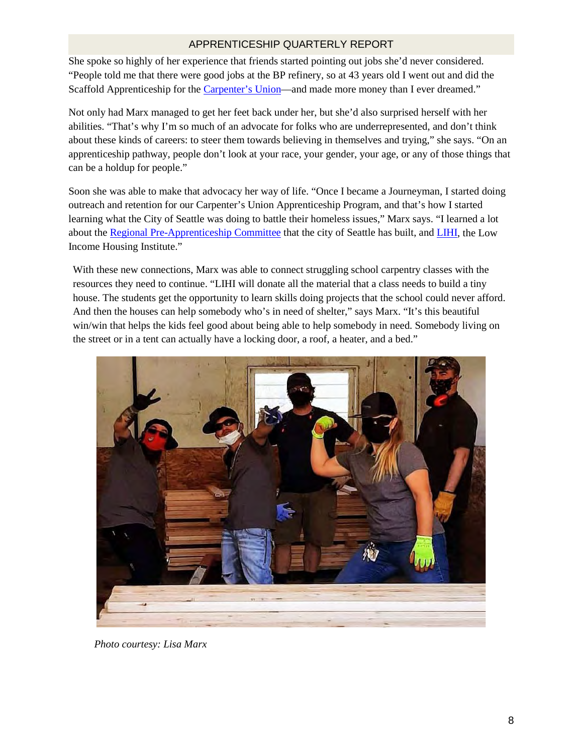She spoke so highly of her experience that friends started pointing out jobs she'd never considered. "People told me that there were good jobs at the BP refinery, so at 43 years old I went out and did the Scaffold Apprenticeship for the Carpenter's Union—and made more money than I ever dreamed."

Not only had Marx managed to get her feet back under her, but she'd also surprised herself with her abilities. "That's why I'm so much of an advocate for folks who are underrepresented, and don't think about these kinds of careers: to steer them towards believing in themselves and trying," she says. "On an apprenticeship pathway, people don't look at your race, your gender, your age, or any of those things that can be a holdup for people."

Soon she was able to make that advocacy her way of life. "Once I became a Journeyman, I started doing outreach and retention for our Carpenter's Union Apprenticeship Program, and that's how I started learning what the City of Seattle was doing to battle their homeless issues," Marx says. "I learned a lot about the Regional Pre-Apprenticeship Committee that the city of Seattle has built, and LIHI, the Low Income Housing Institute."

With these new connections, Marx was able to connect struggling school carpentry classes with the resources they need to continue. "LIHI will donate all the material that a class needs to build a tiny house. The students get the opportunity to learn skills doing projects that the school could never afford. And then the houses can help somebody who's in need of shelter," says Marx. "It's this beautiful win/win that helps the kids feel good about being able to help somebody in need. Somebody living on the street or in a tent can actually have a locking door, a roof, a heater, and a bed."

*Photo courtesy: Lisa Marx*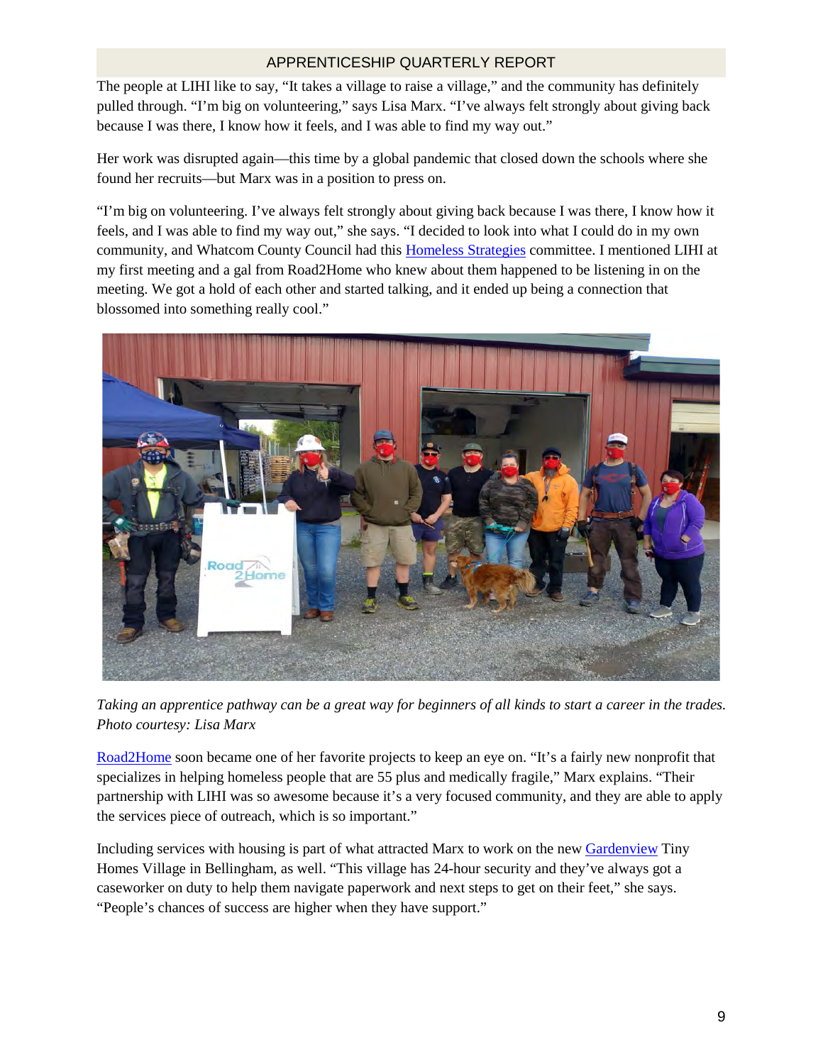The people at LIHI like to say, "It takes a village to raise a village," and the community has definitely pulled through. "I'm big on volunteering," says Lisa Marx. "I've always felt strongly about giving back because I was there, I know how it feels, and I was able to find my way out."

Her work was disrupted again—this time by a global pandemic that closed down the schools where she found her recruits—but Marx was in a position to press on.

"I'm big on volunteering. I've always felt strongly about giving back because I was there, I know how it feels, and I was able to find my way out," she says. "I decided to look into what I could do in my own community, and Whatcom County Council had this Homeless Strategies committee. I mentioned LIHI at my first meeting and a gal from Road2Home who knew about them happened to be listening in on the meeting. We got a hold of each other and started talking, and it ended up being a connection that blossomed into something really cool."

*Taking an apprentice pathway can be a great way for beginners of all kinds to start a career in the trades. Photo courtesy: Lisa Marx*

Road2Home soon became one of her favorite projects to keep an eye on. "It's a fairly new nonprofit that specializes in helping homeless people that are 55 plus and medically fragile," Marx explains. "Their partnership with LIHI was so awesome because it's a very focused community, and they are able to apply the services piece of outreach, which is so important."

Including services with housing is part of what attracted Marx to work on the new Gardenview Tiny Homes Village in Bellingham, as well. "This village has 24-hour security and they've always got a caseworker on duty to help them navigate paperwork and next steps to get on their feet," she says. "People's chances of success are higher when they have support."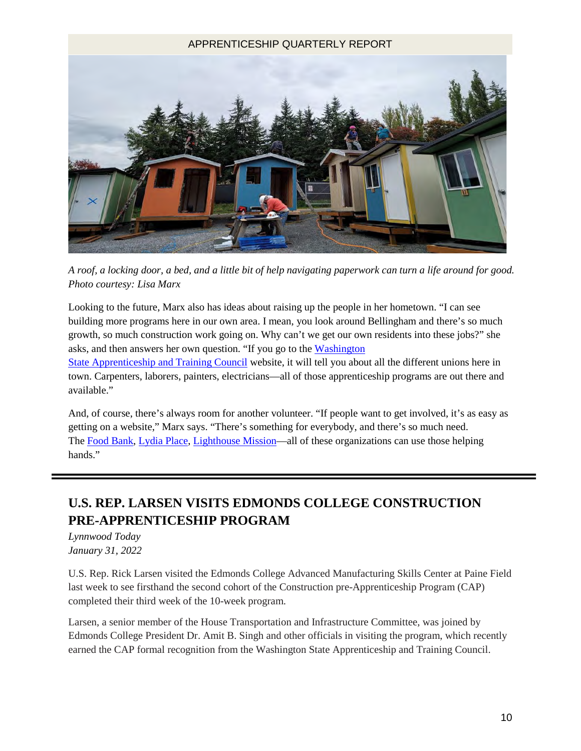*A roof, a locking door, a bed, and a little bit of help navigating paperwork can turn a life around for good. Photo courtesy: Lisa Marx*

Looking to the future, Marx also has ideas about raising up the people in her hometown. "I can see building more programs here in our own area. I mean, you look around Bellingham and there's so much growth, so much construction work going on. Why can't we get our own residents into these jobs?" she asks, and then answers her own question. "If you go to the Washington State Apprenticeship and Training Council website, it will tell you about all the different unions here in town. Carpenters, laborers, painters, electricians—all of those apprenticeship programs are out there and available."

And, of course, there's always room for another volunteer. "If people want to get involved, it's as easy as getting on a website," Marx says. "There's something for everybody, and there's so much need. The Food Bank, Lydia Place, Lighthouse Mission—all of these organizations can use those helping hands."

---

## U.S. REP. LARSEN VISITS EDMONDS COLLEGE CONSTRUCTION PRE-APPRENTICESHIP PROGRAM

*Lynnwood Today*
*January 31, 2022*

U.S. Rep. Rick Larsen visited the Edmonds College Advanced Manufacturing Skills Center at Paine Field last week to see firsthand the second cohort of the Construction pre-Apprenticeship Program (CAP) completed their third week of the 10-week program.

Larsen, a senior member of the House Transportation and Infrastructure Committee, was joined by Edmonds College President Dr. Amit B. Singh and other officials in visiting the program, which recently earned the CAP formal recognition from the Washington State Apprenticeship and Training Council.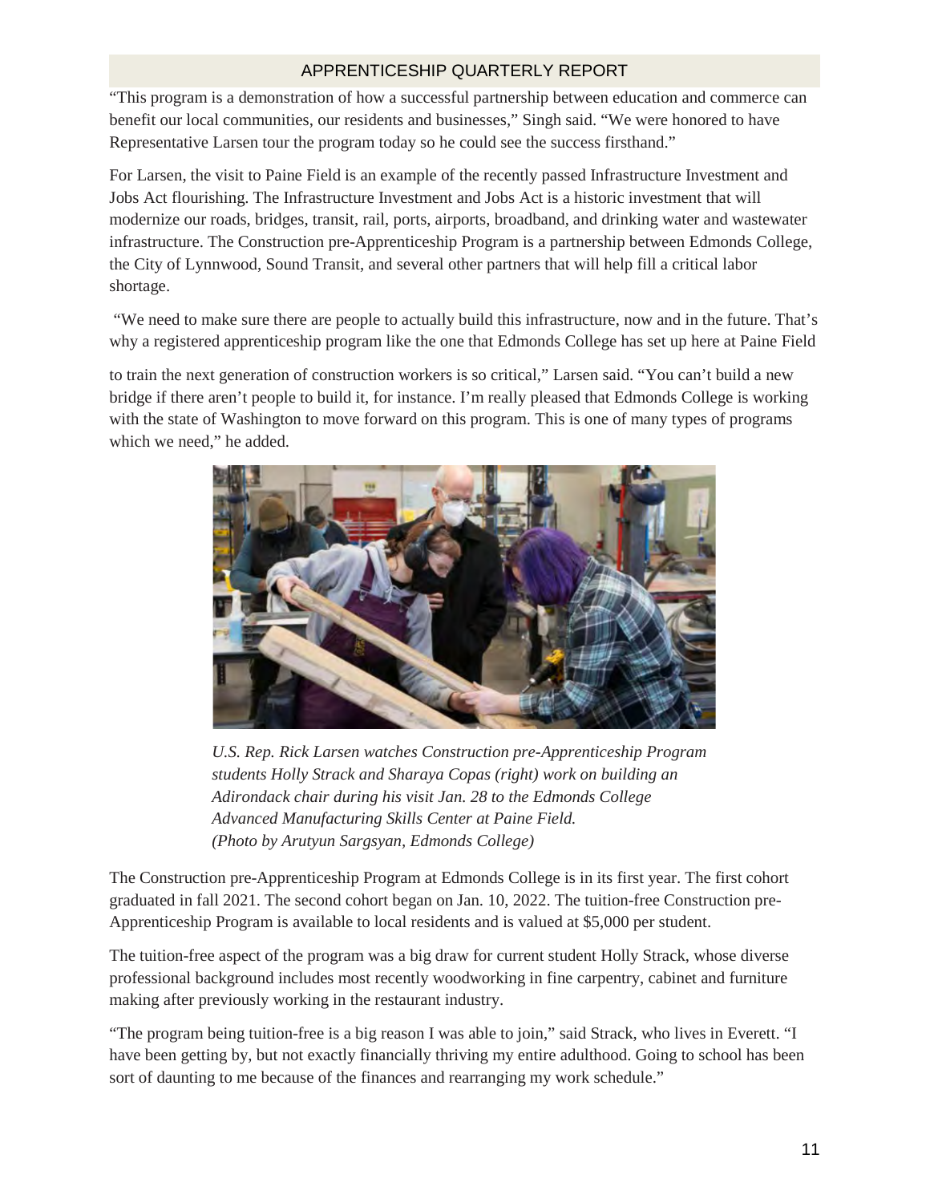"This program is a demonstration of how a successful partnership between education and commerce can benefit our local communities, our residents and businesses," Singh said. "We were honored to have Representative Larsen tour the program today so he could see the success firsthand."

For Larsen, the visit to Paine Field is an example of the recently passed Infrastructure Investment and Jobs Act flourishing. The Infrastructure Investment and Jobs Act is a historic investment that will modernize our roads, bridges, transit, rail, ports, airports, broadband, and drinking water and wastewater infrastructure. The Construction pre-Apprenticeship Program is a partnership between Edmonds College, the City of Lynnwood, Sound Transit, and several other partners that will help fill a critical labor shortage.

"We need to make sure there are people to actually build this infrastructure, now and in the future. That's why a registered apprenticeship program like the one that Edmonds College has set up here at Paine Field to train the next generation of construction workers is so critical," Larsen said. "You can't build a new bridge if there aren't people to build it, for instance. I'm really pleased that Edmonds College is working with the state of Washington to move forward on this program. This is one of many types of programs which we need," he added.

*U.S. Rep. Rick Larsen watches Construction pre-Apprenticeship Program students Holly Strack and Sharaya Copas (right) work on building an Adirondack chair during his visit Jan. 28 to the Edmonds College Advanced Manufacturing Skills Center at Paine Field. (Photo by Arutyun Sargsyan, Edmonds College)*

The Construction pre-Apprenticeship Program at Edmonds College is in its first year. The first cohort graduated in fall 2021. The second cohort began on Jan. 10, 2022. The tuition-free Construction pre-Apprenticeship Program is available to local residents and is valued at $5,000 per student.

The tuition-free aspect of the program was a big draw for current student Holly Strack, whose diverse professional background includes most recently woodworking in fine carpentry, cabinet and furniture making after previously working in the restaurant industry.

"The program being tuition-free is a big reason I was able to join," said Strack, who lives in Everett. "I have been getting by, but not exactly financially thriving my entire adulthood. Going to school has been sort of daunting to me because of the finances and rearranging my work schedule."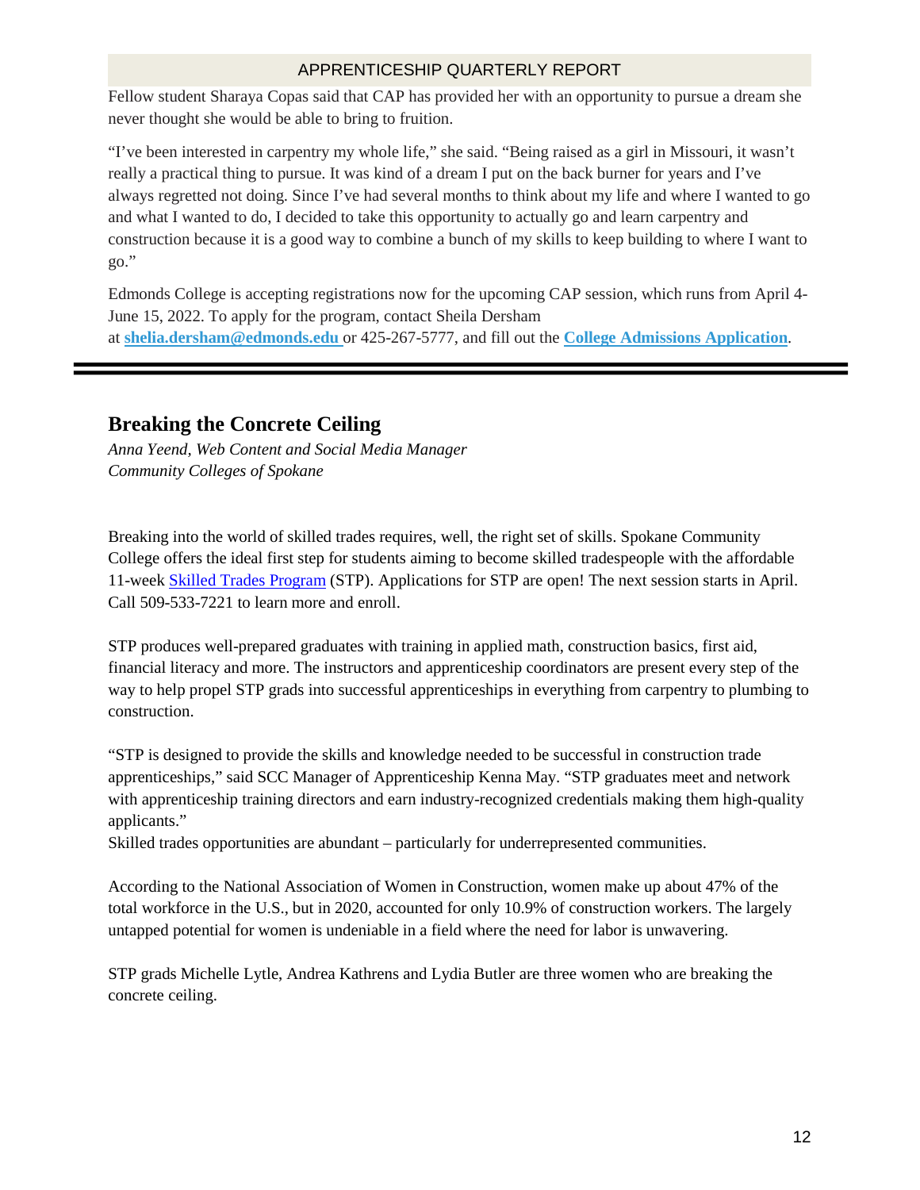Fellow student Sharaya Copas said that CAP has provided her with an opportunity to pursue a dream she never thought she would be able to bring to fruition.

"I've been interested in carpentry my whole life," she said. "Being raised as a girl in Missouri, it wasn't really a practical thing to pursue. It was kind of a dream I put on the back burner for years and I've always regretted not doing. Since I've had several months to think about my life and where I wanted to go and what I wanted to do, I decided to take this opportunity to actually go and learn carpentry and construction because it is a good way to combine a bunch of my skills to keep building to where I want to go."

Edmonds College is accepting registrations now for the upcoming CAP session, which runs from April 4-June 15, 2022. To apply for the program, contact Sheila Dersham at **shelia.dersham@edmonds.edu** or 425-267-5777, and fill out the **College Admissions Application**.

---

## Breaking the Concrete Ceiling

*Anna Yeend, Web Content and Social Media Manager*
*Community Colleges of Spokane*

Breaking into the world of skilled trades requires, well, the right set of skills. Spokane Community College offers the ideal first step for students aiming to become skilled tradespeople with the affordable 11-week Skilled Trades Program (STP). Applications for STP are open! The next session starts in April. Call 509-533-7221 to learn more and enroll.

STP produces well-prepared graduates with training in applied math, construction basics, first aid, financial literacy and more. The instructors and apprenticeship coordinators are present every step of the way to help propel STP grads into successful apprenticeships in everything from carpentry to plumbing to construction.

"STP is designed to provide the skills and knowledge needed to be successful in construction trade apprenticeships," said SCC Manager of Apprenticeship Kenna May. "STP graduates meet and network with apprenticeship training directors and earn industry-recognized credentials making them high-quality applicants."

Skilled trades opportunities are abundant – particularly for underrepresented communities.

According to the National Association of Women in Construction, women make up about 47% of the total workforce in the U.S., but in 2020, accounted for only 10.9% of construction workers. The largely untapped potential for women is undeniable in a field where the need for labor is unwavering.

STP grads Michelle Lytle, Andrea Kathrens and Lydia Butler are three women who are breaking the concrete ceiling.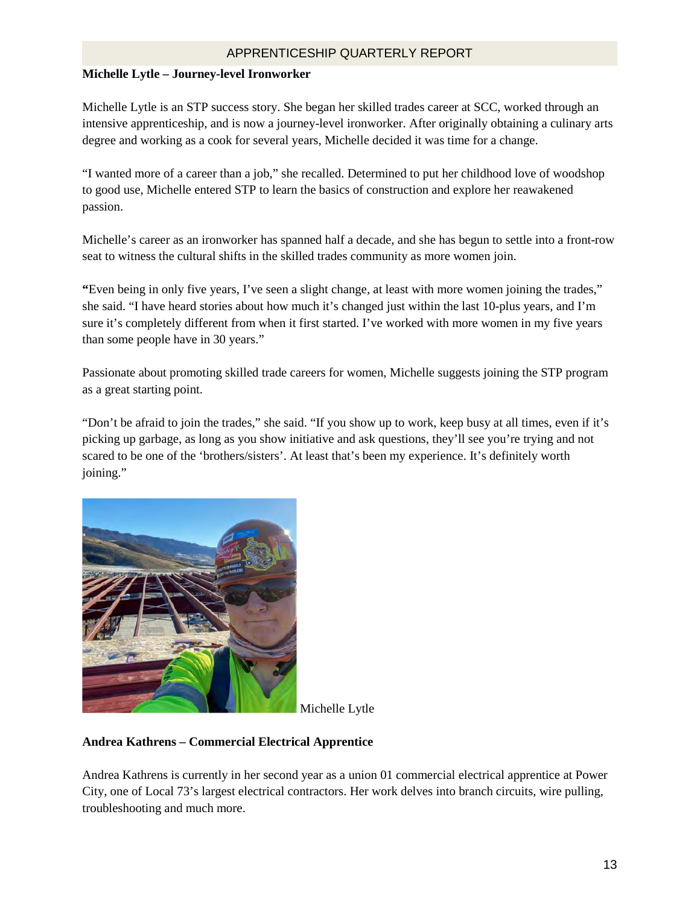**Michelle Lytle – Journey-level Ironworker**

Michelle Lytle is an STP success story. She began her skilled trades career at SCC, worked through an intensive apprenticeship, and is now a journey-level ironworker. After originally obtaining a culinary arts degree and working as a cook for several years, Michelle decided it was time for a change.

"I wanted more of a career than a job," she recalled. Determined to put her childhood love of woodshop to good use, Michelle entered STP to learn the basics of construction and explore her reawakened passion.

Michelle's career as an ironworker has spanned half a decade, and she has begun to settle into a front-row seat to witness the cultural shifts in the skilled trades community as more women join.

"Even being in only five years, I've seen a slight change, at least with more women joining the trades," she said. "I have heard stories about how much it's changed just within the last 10-plus years, and I'm sure it's completely different from when it first started. I've worked with more women in my five years than some people have in 30 years."

Passionate about promoting skilled trade careers for women, Michelle suggests joining the STP program as a great starting point.

"Don't be afraid to join the trades," she said. "If you show up to work, keep busy at all times, even if it's picking up garbage, as long as you show initiative and ask questions, they'll see you're trying and not scared to be one of the 'brothers/sisters'. At least that's been my experience. It's definitely worth joining."

Michelle Lytle

**Andrea Kathrens – Commercial Electrical Apprentice**

Andrea Kathrens is currently in her second year as a union 01 commercial electrical apprentice at Power City, one of Local 73's largest electrical contractors. Her work delves into branch circuits, wire pulling, troubleshooting and much more.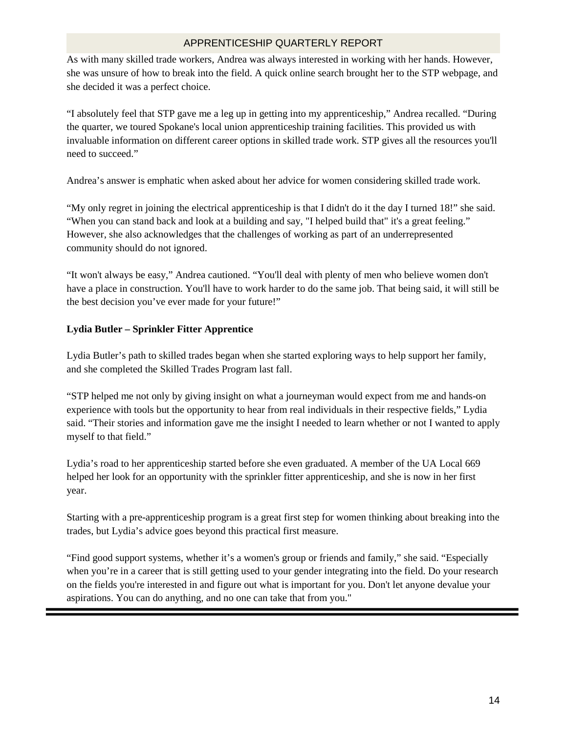As with many skilled trade workers, Andrea was always interested in working with her hands. However, she was unsure of how to break into the field. A quick online search brought her to the STP webpage, and she decided it was a perfect choice.

“I absolutely feel that STP gave me a leg up in getting into my apprenticeship,” Andrea recalled. “During the quarter, we toured Spokane's local union apprenticeship training facilities. This provided us with invaluable information on different career options in skilled trade work. STP gives all the resources you'll need to succeed.”

Andrea’s answer is emphatic when asked about her advice for women considering skilled trade work.

“My only regret in joining the electrical apprenticeship is that I didn't do it the day I turned 18!” she said. “When you can stand back and look at a building and say, "I helped build that" it's a great feeling.” However, she also acknowledges that the challenges of working as part of an underrepresented community should do not ignored.

“It won't always be easy,” Andrea cautioned. “You'll deal with plenty of men who believe women don't have a place in construction. You'll have to work harder to do the same job. That being said, it will still be the best decision you’ve ever made for your future!”

**Lydia Butler – Sprinkler Fitter Apprentice**

Lydia Butler’s path to skilled trades began when she started exploring ways to help support her family, and she completed the Skilled Trades Program last fall.

“STP helped me not only by giving insight on what a journeyman would expect from me and hands-on experience with tools but the opportunity to hear from real individuals in their respective fields,” Lydia said. “Their stories and information gave me the insight I needed to learn whether or not I wanted to apply myself to that field.”

Lydia’s road to her apprenticeship started before she even graduated. A member of the UA Local 669 helped her look for an opportunity with the sprinkler fitter apprenticeship, and she is now in her first year.

Starting with a pre-apprenticeship program is a great first step for women thinking about breaking into the trades, but Lydia’s advice goes beyond this practical first measure.

“Find good support systems, whether it’s a women's group or friends and family,” she said. “Especially when you’re in a career that is still getting used to your gender integrating into the field. Do your research on the fields you're interested in and figure out what is important for you. Don't let anyone devalue your aspirations. You can do anything, and no one can take that from you."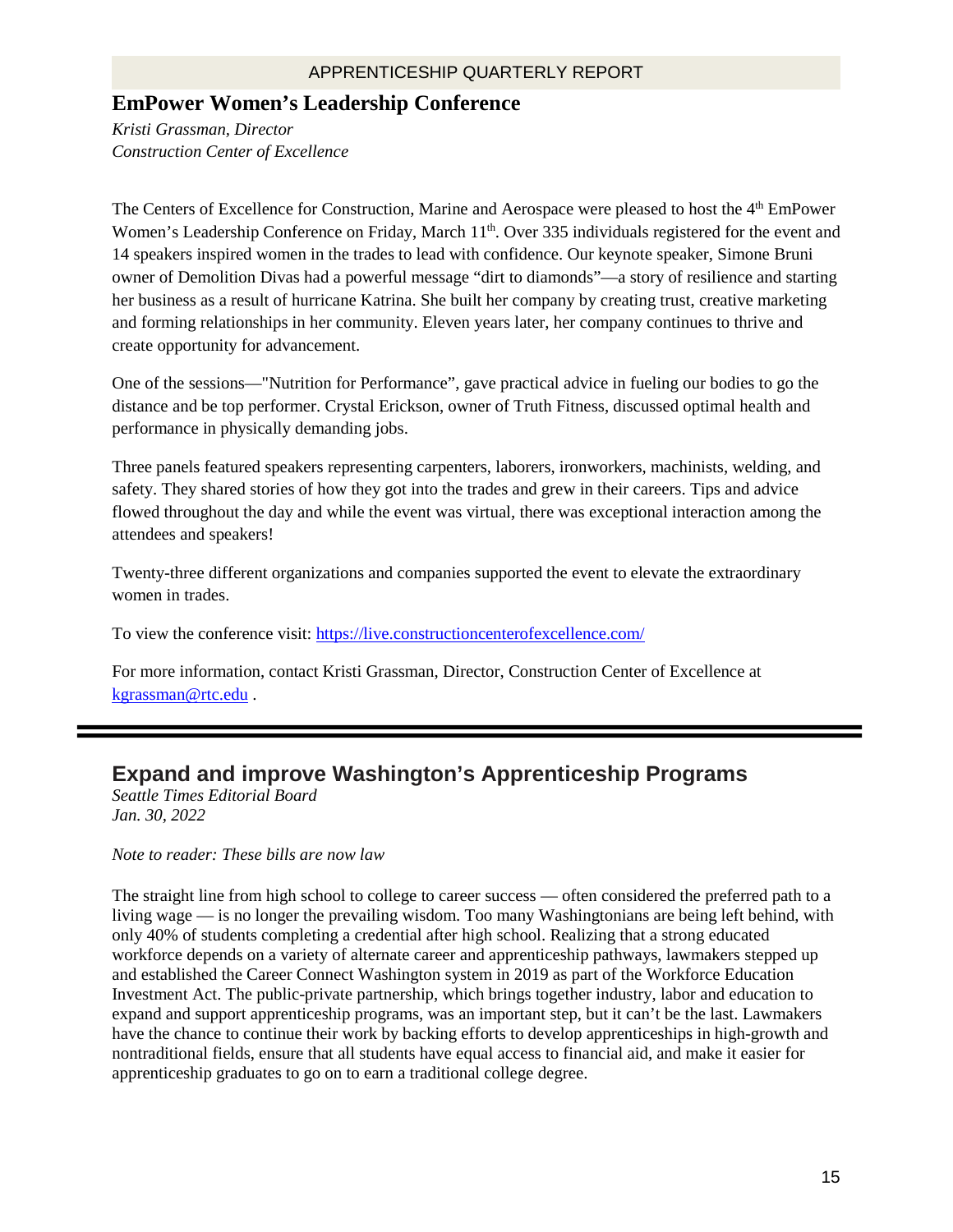## EmPower Women's Leadership Conference

*Kristi Grassman, Director*
*Construction Center of Excellence*

The Centers of Excellence for Construction, Marine and Aerospace were pleased to host the 4th EmPower Women's Leadership Conference on Friday, March 11th. Over 335 individuals registered for the event and 14 speakers inspired women in the trades to lead with confidence. Our keynote speaker, Simone Bruni owner of Demolition Divas had a powerful message "dirt to diamonds"—a story of resilience and starting her business as a result of hurricane Katrina. She built her company by creating trust, creative marketing and forming relationships in her community. Eleven years later, her company continues to thrive and create opportunity for advancement.

One of the sessions—"Nutrition for Performance", gave practical advice in fueling our bodies to go the distance and be top performer. Crystal Erickson, owner of Truth Fitness, discussed optimal health and performance in physically demanding jobs.

Three panels featured speakers representing carpenters, laborers, ironworkers, machinists, welding, and safety. They shared stories of how they got into the trades and grew in their careers. Tips and advice flowed throughout the day and while the event was virtual, there was exceptional interaction among the attendees and speakers!

Twenty-three different organizations and companies supported the event to elevate the extraordinary women in trades.

To view the conference visit: https://live.constructioncenterofexcellence.com/

For more information, contact Kristi Grassman, Director, Construction Center of Excellence at kgrassman@rtc.edu .

---

## Expand and improve Washington's Apprenticeship Programs

*Seattle Times Editorial Board*
*Jan. 30, 2022*

*Note to reader: These bills are now law*

The straight line from high school to college to career success — often considered the preferred path to a living wage — is no longer the prevailing wisdom. Too many Washingtonians are being left behind, with only 40% of students completing a credential after high school. Realizing that a strong educated workforce depends on a variety of alternate career and apprenticeship pathways, lawmakers stepped up and established the Career Connect Washington system in 2019 as part of the Workforce Education Investment Act. The public-private partnership, which brings together industry, labor and education to expand and support apprenticeship programs, was an important step, but it can't be the last. Lawmakers have the chance to continue their work by backing efforts to develop apprenticeships in high-growth and nontraditional fields, ensure that all students have equal access to financial aid, and make it easier for apprenticeship graduates to go on to earn a traditional college degree.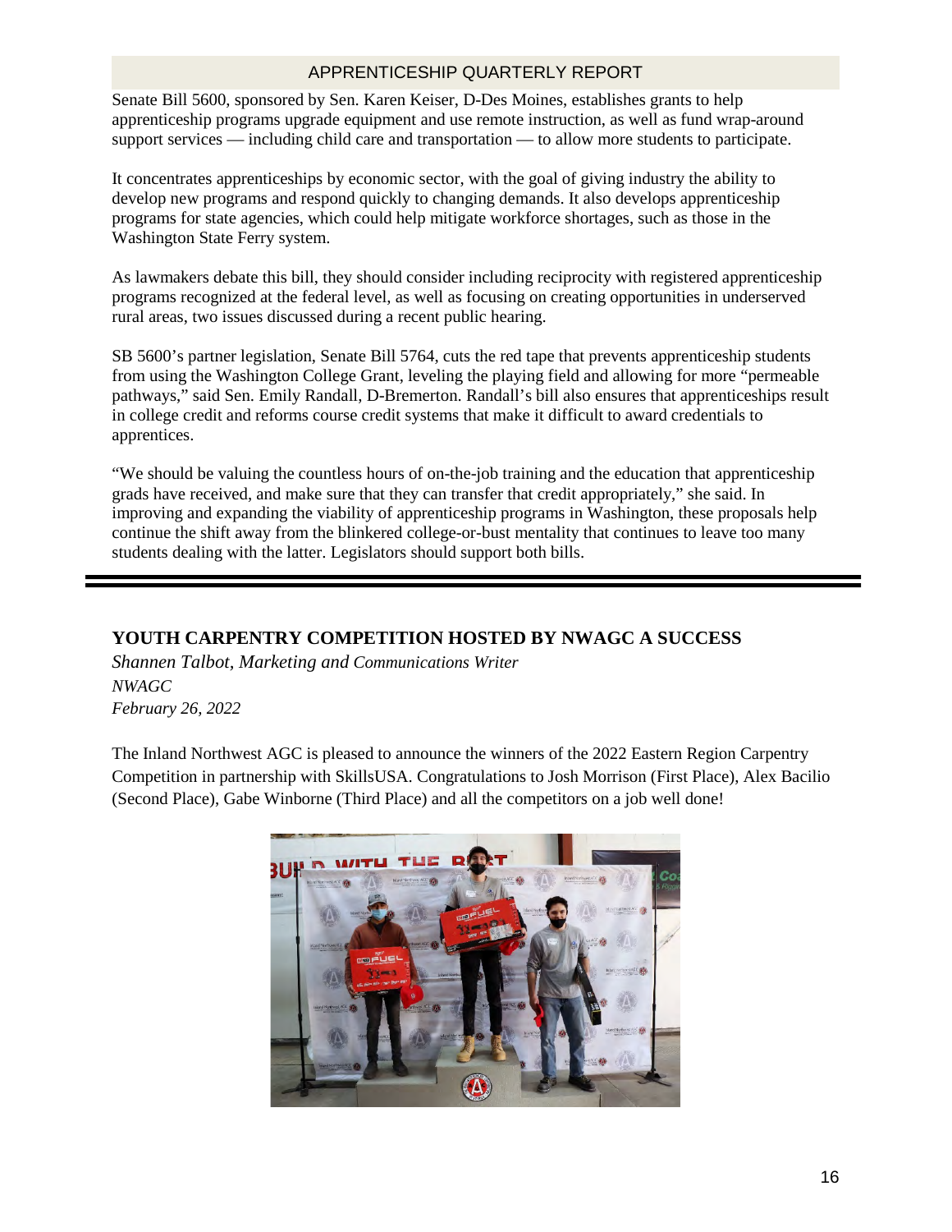Senate Bill 5600, sponsored by Sen. Karen Keiser, D-Des Moines, establishes grants to help apprenticeship programs upgrade equipment and use remote instruction, as well as fund wrap-around support services — including child care and transportation — to allow more students to participate.

It concentrates apprenticeships by economic sector, with the goal of giving industry the ability to develop new programs and respond quickly to changing demands. It also develops apprenticeship programs for state agencies, which could help mitigate workforce shortages, such as those in the Washington State Ferry system.

As lawmakers debate this bill, they should consider including reciprocity with registered apprenticeship programs recognized at the federal level, as well as focusing on creating opportunities in underserved rural areas, two issues discussed during a recent public hearing.

SB 5600's partner legislation, Senate Bill 5764, cuts the red tape that prevents apprenticeship students from using the Washington College Grant, leveling the playing field and allowing for more "permeable pathways," said Sen. Emily Randall, D-Bremerton. Randall's bill also ensures that apprenticeships result in college credit and reforms course credit systems that make it difficult to award credentials to apprentices.

"We should be valuing the countless hours of on-the-job training and the education that apprenticeship grads have received, and make sure that they can transfer that credit appropriately," she said. In improving and expanding the viability of apprenticeship programs in Washington, these proposals help continue the shift away from the blinkered college-or-bust mentality that continues to leave too many students dealing with the latter. Legislators should support both bills.

---

## YOUTH CARPENTRY COMPETITION HOSTED BY NWAGC A SUCCESS

*Shannen Talbot, Marketing and Communications Writer*
*NWAGC*
*February 26, 2022*

The Inland Northwest AGC is pleased to announce the winners of the 2022 Eastern Region Carpentry Competition in partnership with SkillsUSA. Congratulations to Josh Morrison (First Place), Alex Bacilio (Second Place), Gabe Winborne (Third Place) and all the competitors on a job well done!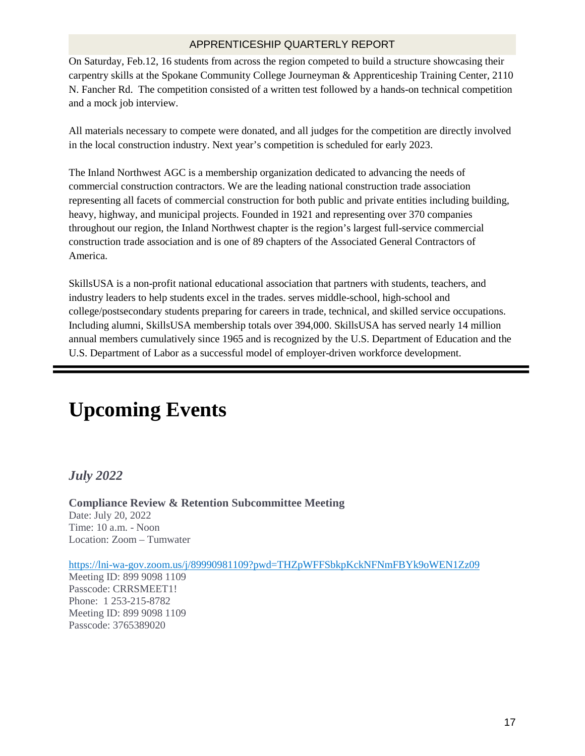On Saturday, Feb.12, 16 students from across the region competed to build a structure showcasing their carpentry skills at the Spokane Community College Journeyman & Apprenticeship Training Center, 2110 N. Fancher Rd. The competition consisted of a written test followed by a hands-on technical competition and a mock job interview.

All materials necessary to compete were donated, and all judges for the competition are directly involved in the local construction industry. Next year's competition is scheduled for early 2023.

The Inland Northwest AGC is a membership organization dedicated to advancing the needs of commercial construction contractors. We are the leading national construction trade association representing all facets of commercial construction for both public and private entities including building, heavy, highway, and municipal projects. Founded in 1921 and representing over 370 companies throughout our region, the Inland Northwest chapter is the region's largest full-service commercial construction trade association and is one of 89 chapters of the Associated General Contractors of America.

SkillsUSA is a non-profit national educational association that partners with students, teachers, and industry leaders to help students excel in the trades. serves middle-school, high-school and college/postsecondary students preparing for careers in trade, technical, and skilled service occupations. Including alumni, SkillsUSA membership totals over 394,000. SkillsUSA has served nearly 14 million annual members cumulatively since 1965 and is recognized by the U.S. Department of Education and the U.S. Department of Labor as a successful model of employer-driven workforce development.

---

# Upcoming Events

## *July 2022*

**Compliance Review & Retention Subcommittee Meeting**
Date: July 20, 2022
Time: 10 a.m. - Noon
Location: Zoom – Tumwater

https://lni-wa-gov.zoom.us/j/89990981109?pwd=THZpWFFSbkpKckNFNmFBYk9oWEN1Zz09
Meeting ID: 899 9098 1109
Passcode: CRRSMEET1!
Phone: 1 253-215-8782
Meeting ID: 899 9098 1109
Passcode: 3765389020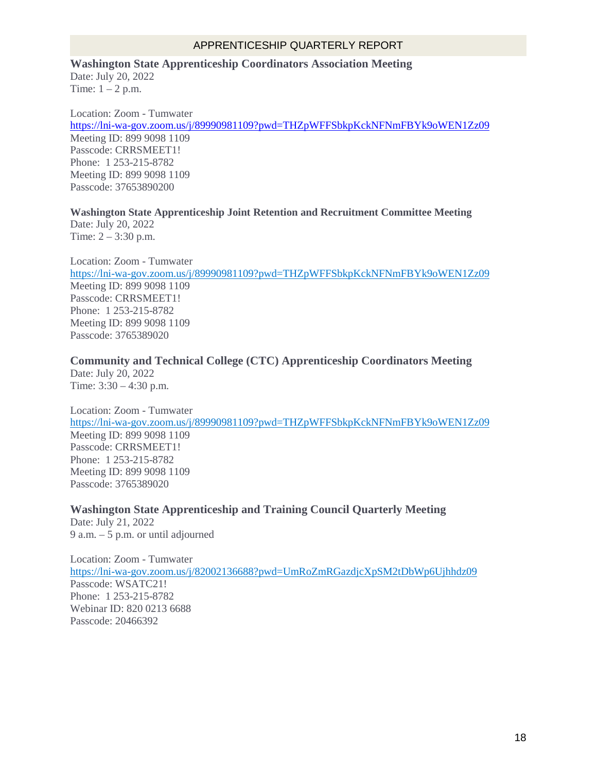**Washington State Apprenticeship Coordinators Association Meeting**
Date: July 20, 2022
Time: 1 – 2 p.m.

Location: Zoom - Tumwater
https://lni-wa-gov.zoom.us/j/89990981109?pwd=THZpWFFSbkpKckNFNmFBYk9oWEN1Zz09
Meeting ID: 899 9098 1109
Passcode: CRRSMEET1!
Phone: 1 253-215-8782
Meeting ID: 899 9098 1109
Passcode: 37653890200

**Washington State Apprenticeship Joint Retention and Recruitment Committee Meeting**
Date: July 20, 2022
Time: 2 – 3:30 p.m.

Location: Zoom - Tumwater
https://lni-wa-gov.zoom.us/j/89990981109?pwd=THZpWFFSbkpKckNFNmFBYk9oWEN1Zz09
Meeting ID: 899 9098 1109
Passcode: CRRSMEET1!
Phone: 1 253-215-8782
Meeting ID: 899 9098 1109
Passcode: 3765389020

**Community and Technical College (CTC) Apprenticeship Coordinators Meeting**
Date: July 20, 2022
Time: 3:30 – 4:30 p.m.

Location: Zoom - Tumwater
https://lni-wa-gov.zoom.us/j/89990981109?pwd=THZpWFFSbkpKckNFNmFBYk9oWEN1Zz09
Meeting ID: 899 9098 1109
Passcode: CRRSMEET1!
Phone: 1 253-215-8782
Meeting ID: 899 9098 1109
Passcode: 3765389020

**Washington State Apprenticeship and Training Council Quarterly Meeting**
Date: July 21, 2022
9 a.m. – 5 p.m. or until adjourned

Location: Zoom - Tumwater
https://lni-wa-gov.zoom.us/j/82002136688?pwd=UmRoZmRGazdjcXpSM2tDbWp6Ujhhdz09
Passcode: WSATC21!
Phone: 1 253-215-8782
Webinar ID: 820 0213 6688
Passcode: 20466392